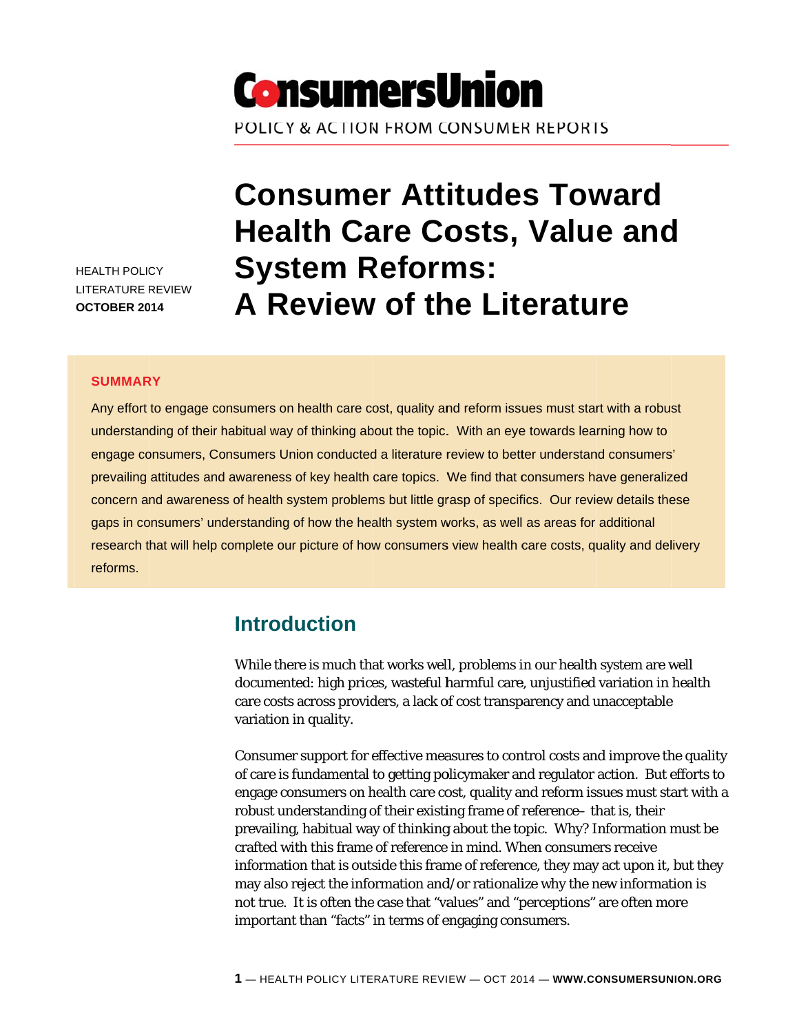ConsumersUnion

POLICY & ACTION FROM CONSUMER REPORTS

HEALTH POLICY
LITERATURE REVIEW
**OCTOBER 2014**

# Consumer Attitudes Toward Health Care Costs, Value and System Reforms: A Review of the Literature

**SUMMARY**

Any effort to engage consumers on health care cost, quality and reform issues must start with a robust understanding of their habitual way of thinking about the topic. With an eye towards learning how to engage consumers, Consumers Union conducted a literature review to better understand consumers' prevailing attitudes and awareness of key health care topics. We find that consumers have generalized concern and awareness of health system problems but little grasp of specifics. Our review details these gaps in consumers' understanding of how the health system works, as well as areas for additional research that will help complete our picture of how consumers view health care costs, quality and delivery reforms.

## Introduction

While there is much that works well, problems in our health system are well documented: high prices, wasteful harmful care, unjustified variation in health care costs across providers, a lack of cost transparency and unacceptable variation in quality.

Consumer support for effective measures to control costs and improve the quality of care is fundamental to getting policymaker and regulator action. But efforts to engage consumers on health care cost, quality and reform issues must start with a robust understanding of their existing frame of reference– that is, their prevailing, habitual way of thinking about the topic. Why? Information must be crafted with this frame of reference in mind. When consumers receive information that is outside this frame of reference, they may act upon it, but they may also reject the information and/or rationalize why the new information is not true. It is often the case that "values" and "perceptions" are often more important than "facts" in terms of engaging consumers.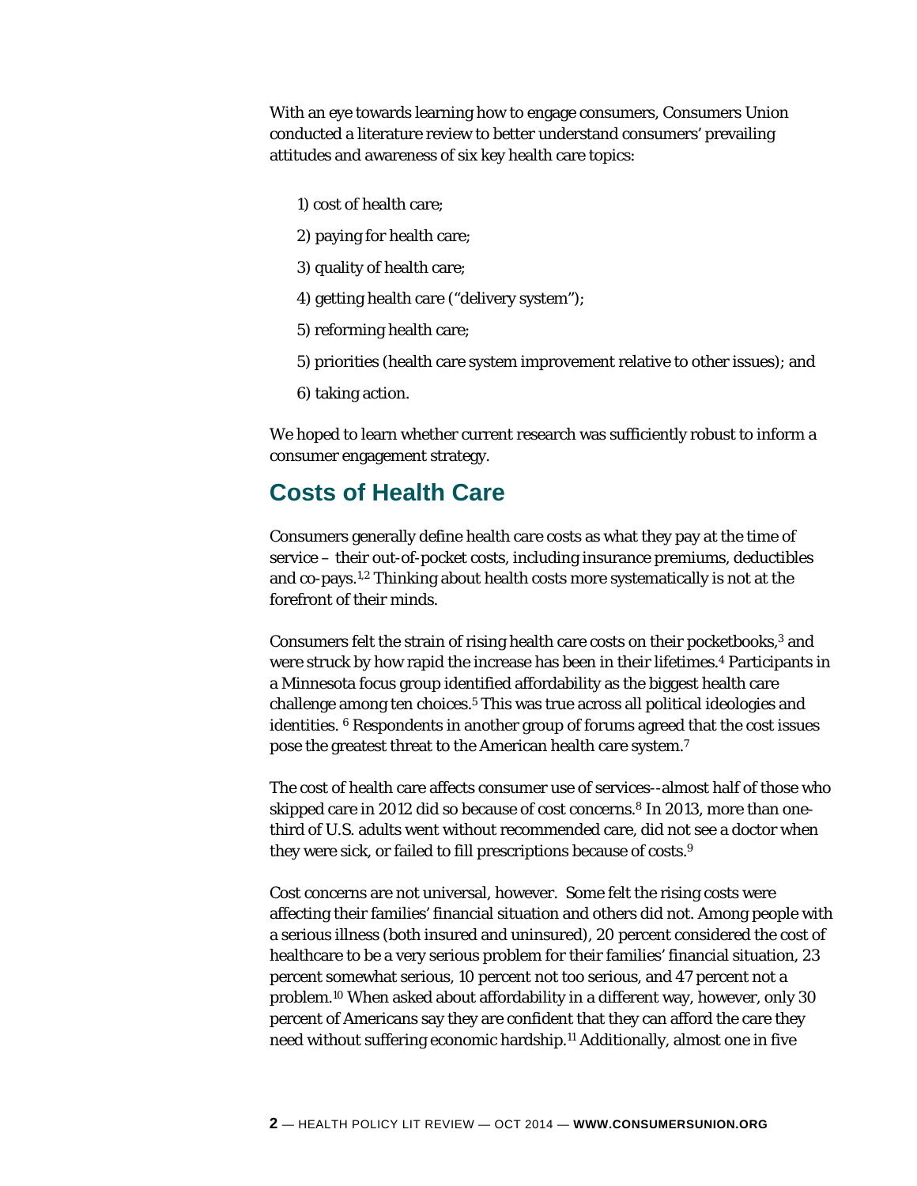With an eye towards learning how to engage consumers, Consumers Union conducted a literature review to better understand consumers' prevailing attitudes and awareness of six key health care topics:

1) cost of health care;

2) paying for health care;

3) quality of health care;

4) getting health care ("delivery system");

5) reforming health care;

5) priorities (health care system improvement relative to other issues); and

6) taking action.

We hoped to learn whether current research was sufficiently robust to inform a consumer engagement strategy.

## Costs of Health Care

Consumers generally define health care costs as what they pay at the time of service – their out-of-pocket costs, including insurance premiums, deductibles and co-pays.[1,2] Thinking about health costs more systematically is not at the forefront of their minds.

Consumers felt the strain of rising health care costs on their pocketbooks,[3] and were struck by how rapid the increase has been in their lifetimes.[4] Participants in a Minnesota focus group identified affordability as the biggest health care challenge among ten choices.[5] This was true across all political ideologies and identities. [6] Respondents in another group of forums agreed that the cost issues pose the greatest threat to the American health care system.[7]

The cost of health care affects consumer use of services--almost half of those who skipped care in 2012 did so because of cost concerns.[8] In 2013, more than one-third of U.S. adults went without recommended care, did not see a doctor when they were sick, or failed to fill prescriptions because of costs.[9]

Cost concerns are not universal, however. Some felt the rising costs were affecting their families' financial situation and others did not. Among people with a serious illness (both insured and uninsured), 20 percent considered the cost of healthcare to be a very serious problem for their families' financial situation, 23 percent somewhat serious, 10 percent not too serious, and 47 percent not a problem.[10] When asked about affordability in a different way, however, only 30 percent of Americans say they are confident that they can afford the care they need without suffering economic hardship.[11] Additionally, almost one in five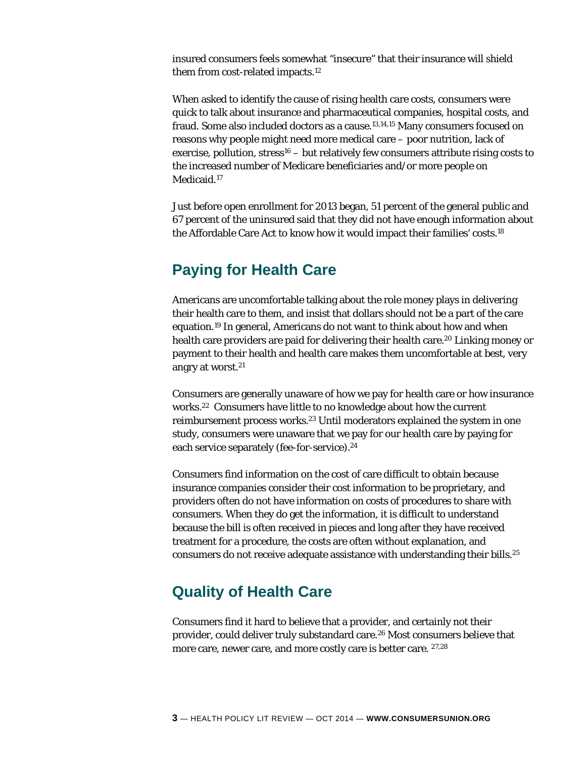insured consumers feels somewhat "insecure" that their insurance will shield them from cost-related impacts.[12]

When asked to identify the cause of rising health care costs, consumers were quick to talk about insurance and pharmaceutical companies, hospital costs, and fraud. Some also included doctors as a cause.[13,14,15] Many consumers focused on reasons why people might need more medical care – poor nutrition, lack of exercise, pollution, stress[16] – but relatively few consumers attribute rising costs to the increased number of Medicare beneficiaries and/or more people on Medicaid.[17]

Just before open enrollment for 2013 began, 51 percent of the general public and 67 percent of the uninsured said that they did not have enough information about the Affordable Care Act to know how it would impact their families' costs.[18]

## Paying for Health Care

Americans are uncomfortable talking about the role money plays in delivering their health care to them, and insist that dollars should not be a part of the care equation.[19] In general, Americans do not want to think about how and when health care providers are paid for delivering their health care.[20] Linking money or payment to their health and health care makes them uncomfortable at best, very angry at worst.[21]

Consumers are generally unaware of how we pay for health care or how insurance works.[22] Consumers have little to no knowledge about how the current reimbursement process works.[23] Until moderators explained the system in one study, consumers were unaware that we pay for our health care by paying for each service separately (fee-for-service).[24]

Consumers find information on the cost of care difficult to obtain because insurance companies consider their cost information to be proprietary, and providers often do not have information on costs of procedures to share with consumers. When they do get the information, it is difficult to understand because the bill is often received in pieces and long after they have received treatment for a procedure, the costs are often without explanation, and consumers do not receive adequate assistance with understanding their bills.[25]

## Quality of Health Care

Consumers find it hard to believe that a provider, and certainly not their provider, could deliver truly substandard care.[26] Most consumers believe that more care, newer care, and more costly care is better care.[27,28]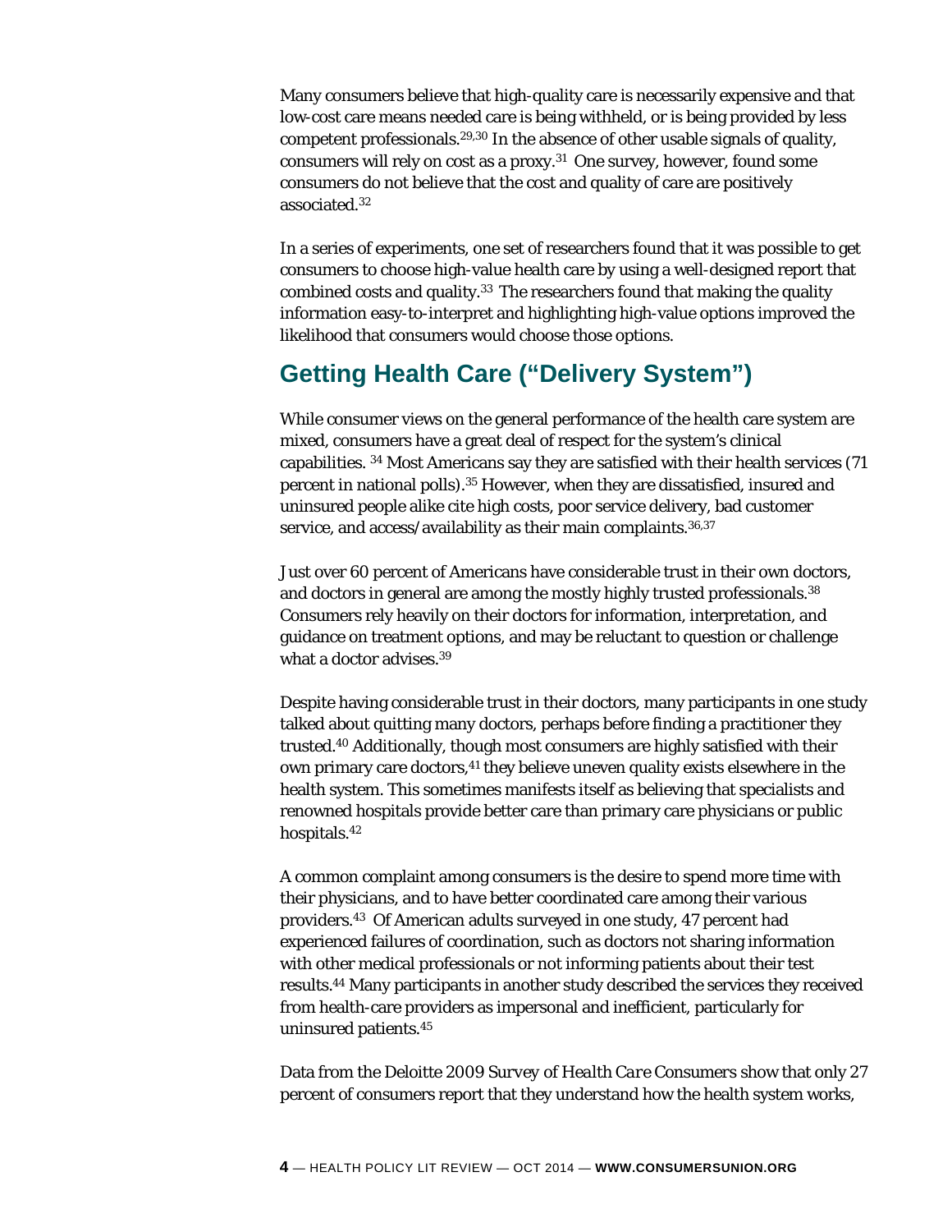Many consumers believe that high-quality care is necessarily expensive and that low-cost care means needed care is being withheld, or is being provided by less competent professionals.[29,30] In the absence of other usable signals of quality, consumers will rely on cost as a proxy.[31] One survey, however, found some consumers do not believe that the cost and quality of care are positively associated.[32]

In a series of experiments, one set of researchers found that it was possible to get consumers to choose high-value health care by using a well-designed report that combined costs and quality.[33] The researchers found that making the quality information easy-to-interpret and highlighting high-value options improved the likelihood that consumers would choose those options.

## Getting Health Care ("Delivery System")

While consumer views on the general performance of the health care system are mixed, consumers have a great deal of respect for the system's clinical capabilities.[34] Most Americans say they are satisfied with their health services (71 percent in national polls).[35] However, when they are dissatisfied, insured and uninsured people alike cite high costs, poor service delivery, bad customer service, and access/availability as their main complaints.[36,37]

Just over 60 percent of Americans have considerable trust in their own doctors, and doctors in general are among the mostly highly trusted professionals.[38] Consumers rely heavily on their doctors for information, interpretation, and guidance on treatment options, and may be reluctant to question or challenge what a doctor advises.[39]

Despite having considerable trust in their doctors, many participants in one study talked about quitting many doctors, perhaps before finding a practitioner they trusted.[40] Additionally, though most consumers are highly satisfied with their own primary care doctors,[41] they believe uneven quality exists elsewhere in the health system. This sometimes manifests itself as believing that specialists and renowned hospitals provide better care than primary care physicians or public hospitals.[42]

A common complaint among consumers is the desire to spend more time with their physicians, and to have better coordinated care among their various providers.[43] Of American adults surveyed in one study, 47 percent had experienced failures of coordination, such as doctors not sharing information with other medical professionals or not informing patients about their test results.[44] Many participants in another study described the services they received from health-care providers as impersonal and inefficient, particularly for uninsured patients.[45]

Data from the Deloitte 2009 *Survey of Health Care Consumers* show that only 27 percent of consumers report that they understand how the health system works,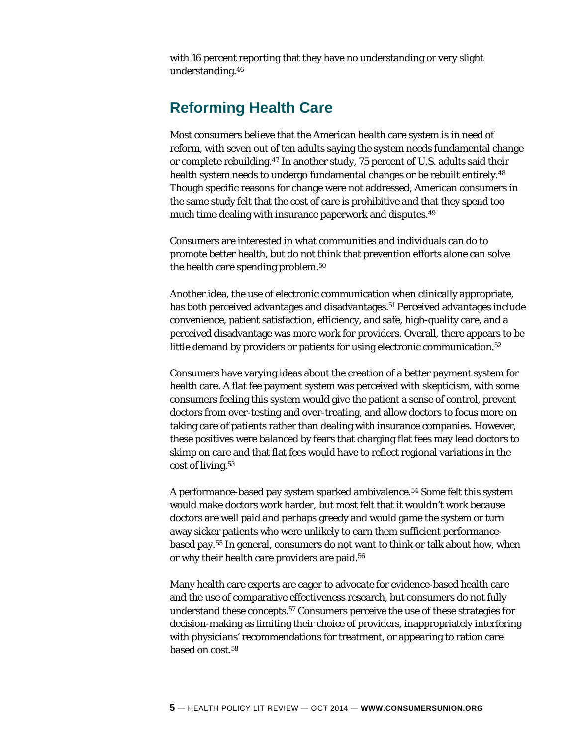with 16 percent reporting that they have no understanding or very slight understanding.[46]

## Reforming Health Care

Most consumers believe that the American health care system is in need of reform, with seven out of ten adults saying the system needs fundamental change or complete rebuilding.[47] In another study, 75 percent of U.S. adults said their health system needs to undergo fundamental changes or be rebuilt entirely.[48] Though specific reasons for change were not addressed, American consumers in the same study felt that the cost of care is prohibitive and that they spend too much time dealing with insurance paperwork and disputes.[49]

Consumers are interested in what communities and individuals can do to promote better health, but do not think that prevention efforts alone can solve the health care spending problem.[50]

Another idea, the use of electronic communication when clinically appropriate, has both perceived advantages and disadvantages.[51] Perceived advantages include convenience, patient satisfaction, efficiency, and safe, high-quality care, and a perceived disadvantage was more work for providers. Overall, there appears to be little demand by providers or patients for using electronic communication.[52]

Consumers have varying ideas about the creation of a better payment system for health care. A flat fee payment system was perceived with skepticism, with some consumers feeling this system would give the patient a sense of control, prevent doctors from over-testing and over-treating, and allow doctors to focus more on taking care of patients rather than dealing with insurance companies. However, these positives were balanced by fears that charging flat fees may lead doctors to skimp on care and that flat fees would have to reflect regional variations in the cost of living.[53]

A performance-based pay system sparked ambivalence.[54] Some felt this system would make doctors work harder, but most felt that it wouldn't work because doctors are well paid and perhaps greedy and would game the system or turn away sicker patients who were unlikely to earn them sufficient performance-based pay.[55] In general, consumers do not want to think or talk about how, when or why their health care providers are paid.[56]

Many health care experts are eager to advocate for evidence-based health care and the use of comparative effectiveness research, but consumers do not fully understand these concepts.[57] Consumers perceive the use of these strategies for decision-making as limiting their choice of providers, inappropriately interfering with physicians' recommendations for treatment, or appearing to ration care based on cost.[58]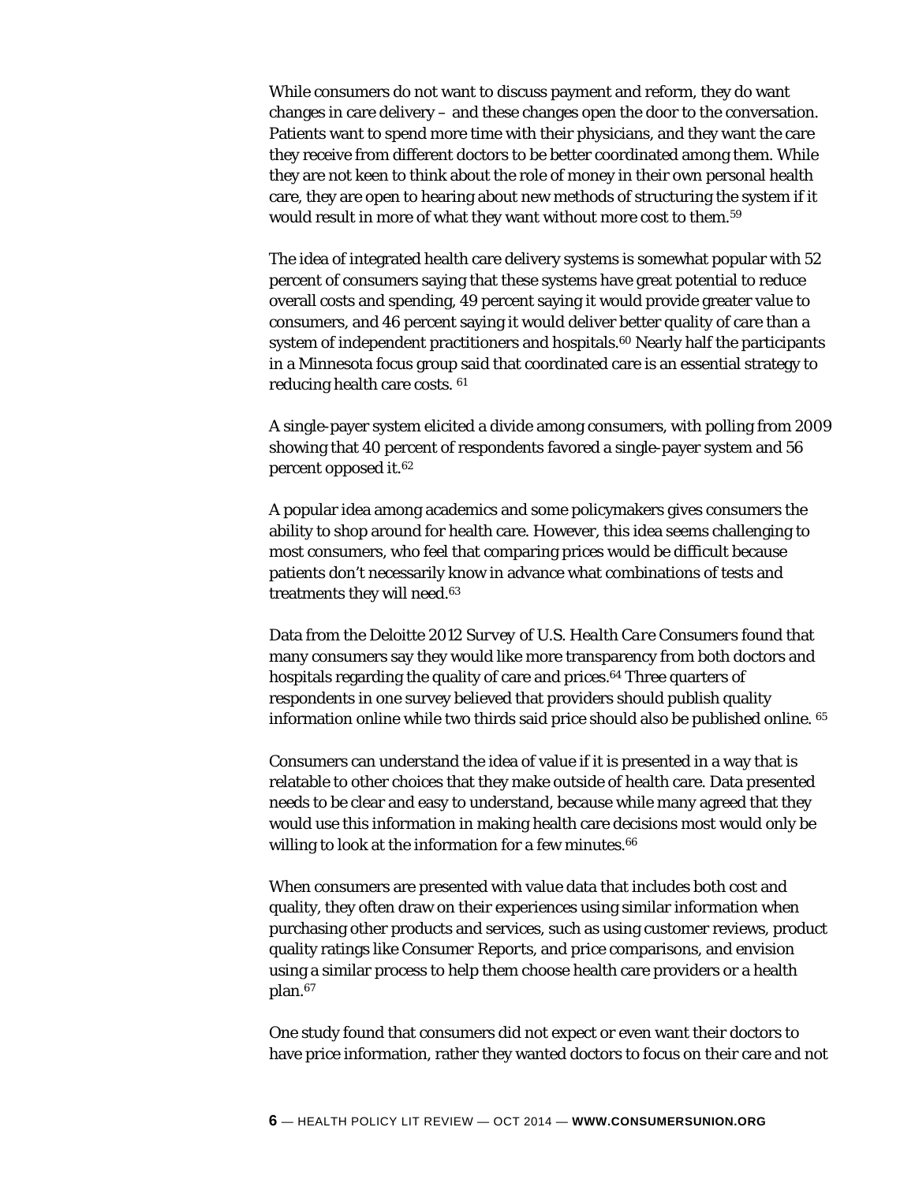While consumers do not want to discuss payment and reform, they do want changes in care delivery – and these changes open the door to the conversation. Patients want to spend more time with their physicians, and they want the care they receive from different doctors to be better coordinated among them. While they are not keen to think about the role of money in their own personal health care, they are open to hearing about new methods of structuring the system if it would result in more of what they want without more cost to them.[59]

The idea of integrated health care delivery systems is somewhat popular with 52 percent of consumers saying that these systems have great potential to reduce overall costs and spending, 49 percent saying it would provide greater value to consumers, and 46 percent saying it would deliver better quality of care than a system of independent practitioners and hospitals.[60] Nearly half the participants in a Minnesota focus group said that coordinated care is an essential strategy to reducing health care costs. [61]

A single-payer system elicited a divide among consumers, with polling from 2009 showing that 40 percent of respondents favored a single-payer system and 56 percent opposed it.[62]

A popular idea among academics and some policymakers gives consumers the ability to shop around for health care. However, this idea seems challenging to most consumers, who feel that comparing prices would be difficult because patients don't necessarily know in advance what combinations of tests and treatments they will need.[63]

Data from the *Deloitte 2012 Survey of U.S. Health Care Consumers* found that many consumers say they would like more transparency from both doctors and hospitals regarding the quality of care and prices.[64] Three quarters of respondents in one survey believed that providers should publish quality information online while two thirds said price should also be published online. [65]

Consumers can understand the idea of value if it is presented in a way that is relatable to other choices that they make outside of health care. Data presented needs to be clear and easy to understand, because while many agreed that they would use this information in making health care decisions most would only be willing to look at the information for a few minutes.[66]

When consumers are presented with value data that includes both cost and quality, they often draw on their experiences using similar information when purchasing other products and services, such as using customer reviews, product quality ratings like Consumer Reports, and price comparisons, and envision using a similar process to help them choose health care providers or a health plan.[67]

One study found that consumers did not expect or even want their doctors to have price information, rather they wanted doctors to focus on their care and not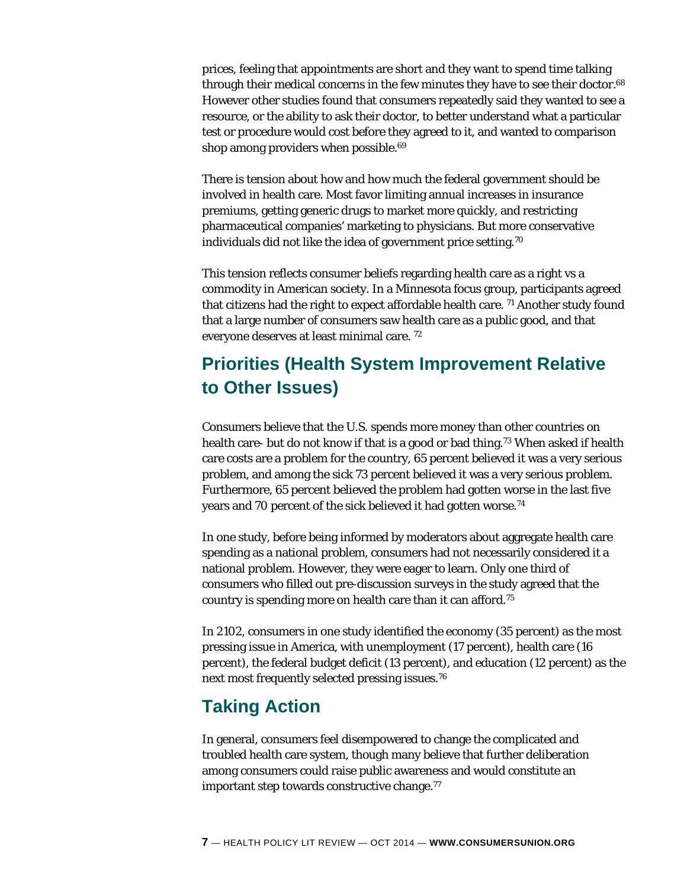prices, feeling that appointments are short and they want to spend time talking through their medical concerns in the few minutes they have to see their doctor.[68] However other studies found that consumers repeatedly said they wanted to see a resource, or the ability to ask their doctor, to better understand what a particular test or procedure would cost before they agreed to it, and wanted to comparison shop among providers when possible.[69]

There is tension about how and how much the federal government should be involved in health care. Most favor limiting annual increases in insurance premiums, getting generic drugs to market more quickly, and restricting pharmaceutical companies' marketing to physicians. But more conservative individuals did not like the idea of government price setting.[70]

This tension reflects consumer beliefs regarding health care as a right vs a commodity in American society. In a Minnesota focus group, participants agreed that citizens had the right to expect affordable health care. [71] Another study found that a large number of consumers saw health care as a public good, and that everyone deserves at least minimal care. [72]

## Priorities (Health System Improvement Relative to Other Issues)

Consumers believe that the U.S. spends more money than other countries on health care- but do not know if that is a good or bad thing.[73] When asked if health care costs are a problem for the country, 65 percent believed it was a very serious problem, and among the sick 73 percent believed it was a very serious problem. Furthermore, 65 percent believed the problem had gotten worse in the last five years and 70 percent of the sick believed it had gotten worse.[74]

In one study, before being informed by moderators about aggregate health care spending as a national problem, consumers had not necessarily considered it a national problem. However, they were eager to learn. Only one third of consumers who filled out pre-discussion surveys in the study agreed that the country is spending more on health care than it can afford.[75]

In 2102, consumers in one study identified the economy (35 percent) as the most pressing issue in America, with unemployment (17 percent), health care (16 percent), the federal budget deficit (13 percent), and education (12 percent) as the next most frequently selected pressing issues.[76]

## Taking Action

In general, consumers feel disempowered to change the complicated and troubled health care system, though many believe that further deliberation among consumers could raise public awareness and would constitute an important step towards constructive change.[77]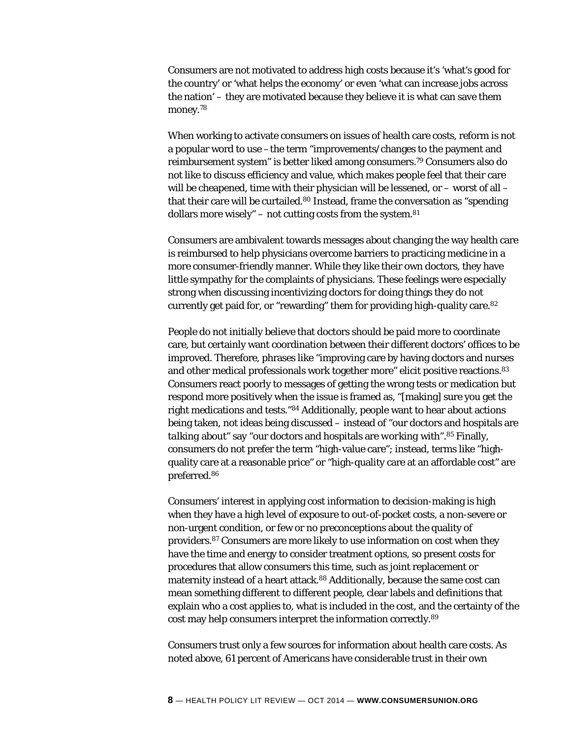Consumers are not motivated to address high costs because it's 'what's good for the country' or 'what helps the economy' or even 'what can increase jobs across the nation' – they are motivated because they believe it is what can save them money.[78]

When working to activate consumers on issues of health care costs, reform is not a popular word to use – the term "improvements/changes to the payment and reimbursement system" is better liked among consumers.[79] Consumers also do not like to discuss efficiency and value, which makes people feel that their care will be cheapened, time with their physician will be lessened, or – worst of all – that their care will be curtailed.[80] Instead, frame the conversation as "spending dollars more wisely" – not cutting costs from the system.[81]

Consumers are ambivalent towards messages about changing the way health care is reimbursed to help physicians overcome barriers to practicing medicine in a more consumer-friendly manner. While they like their own doctors, they have little sympathy for the complaints of physicians. These feelings were especially strong when discussing incentivizing doctors for doing things they do not currently get paid for, or "rewarding" them for providing high-quality care.[82]

People do not initially believe that doctors should be paid more to coordinate care, but certainly want coordination between their different doctors' offices to be improved. Therefore, phrases like "improving care by having doctors and nurses and other medical professionals work together more" elicit positive reactions.[83] Consumers react poorly to messages of getting the wrong tests or medication but respond more positively when the issue is framed as, "[making] sure you get the right medications and tests."[84] Additionally, people want to hear about actions being taken, not ideas being discussed – instead of "our doctors and hospitals are *talking about*" say "our doctors and hospitals are *working with*".[85] Finally, consumers do not prefer the term "high-value care"; instead, terms like "high-quality care at a reasonable price" or "high-quality care at an affordable cost" are preferred.[86]

Consumers' interest in applying cost information to decision-making is high when they have a high level of exposure to out-of-pocket costs, a non-severe or non-urgent condition, or few or no preconceptions about the quality of providers.[87] Consumers are more likely to use information on cost when they have the time and energy to consider treatment options, so present costs for procedures that allow consumers this time, such as joint replacement or maternity instead of a heart attack.[88] Additionally, because the same cost can mean something different to different people, clear labels and definitions that explain who a cost applies to, what is included in the cost, and the certainty of the cost may help consumers interpret the information correctly.[89]

Consumers trust only a few sources for information about health care costs. As noted above, 61 percent of Americans have considerable trust in their own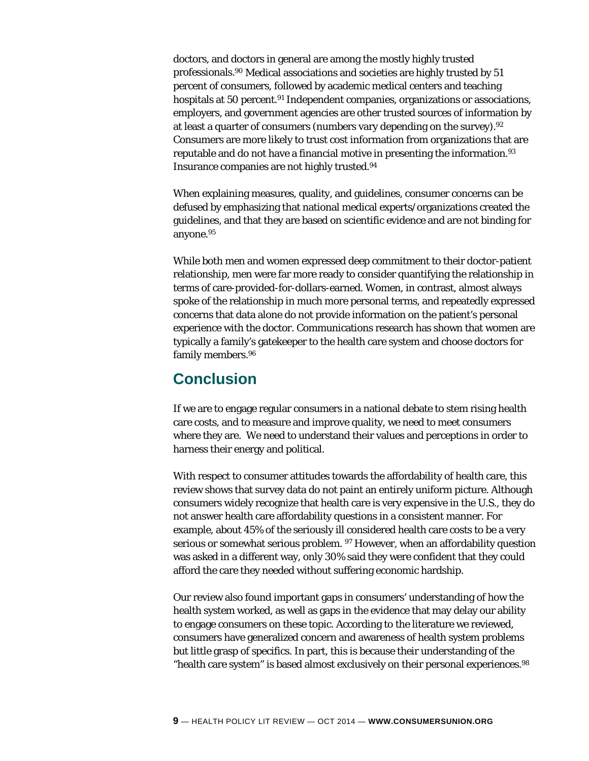doctors, and doctors in general are among the mostly highly trusted professionals.[90] Medical associations and societies are highly trusted by 51 percent of consumers, followed by academic medical centers and teaching hospitals at 50 percent.[91] Independent companies, organizations or associations, employers, and government agencies are other trusted sources of information by at least a quarter of consumers (numbers vary depending on the survey).[92] Consumers are more likely to trust cost information from organizations that are reputable and do not have a financial motive in presenting the information.[93] Insurance companies are not highly trusted.[94]

When explaining measures, quality, and guidelines, consumer concerns can be defused by emphasizing that national medical experts/organizations created the guidelines, and that they are based on scientific evidence and are not binding for anyone.[95]

While both men and women expressed deep commitment to their doctor-patient relationship, men were far more ready to consider quantifying the relationship in terms of care-provided-for-dollars-earned. Women, in contrast, almost always spoke of the relationship in much more personal terms, and repeatedly expressed concerns that data alone do not provide information on the patient's personal experience with the doctor. Communications research has shown that women are typically a family's gatekeeper to the health care system and choose doctors for family members.[96]

## Conclusion

If we are to engage regular consumers in a national debate to stem rising health care costs, and to measure and improve quality, we need to meet consumers where they are. We need to understand their values and perceptions in order to harness their energy and political.

With respect to consumer attitudes towards the affordability of health care, this review shows that survey data do not paint an entirely uniform picture. Although consumers widely recognize that health care is very expensive in the U.S., they do not answer health care affordability questions in a consistent manner. For example, about 45% of the seriously ill considered health care costs to be a very serious or somewhat serious problem. [97] However, when an affordability question was asked in a different way, only 30% said they were confident that they could afford the care they needed without suffering economic hardship.

Our review also found important gaps in consumers' understanding of how the health system worked, as well as gaps in the evidence that may delay our ability to engage consumers on these topic. According to the literature we reviewed, consumers have generalized concern and awareness of health system problems but little grasp of specifics. In part, this is because their understanding of the "health care system" is based almost exclusively on their personal experiences.[98]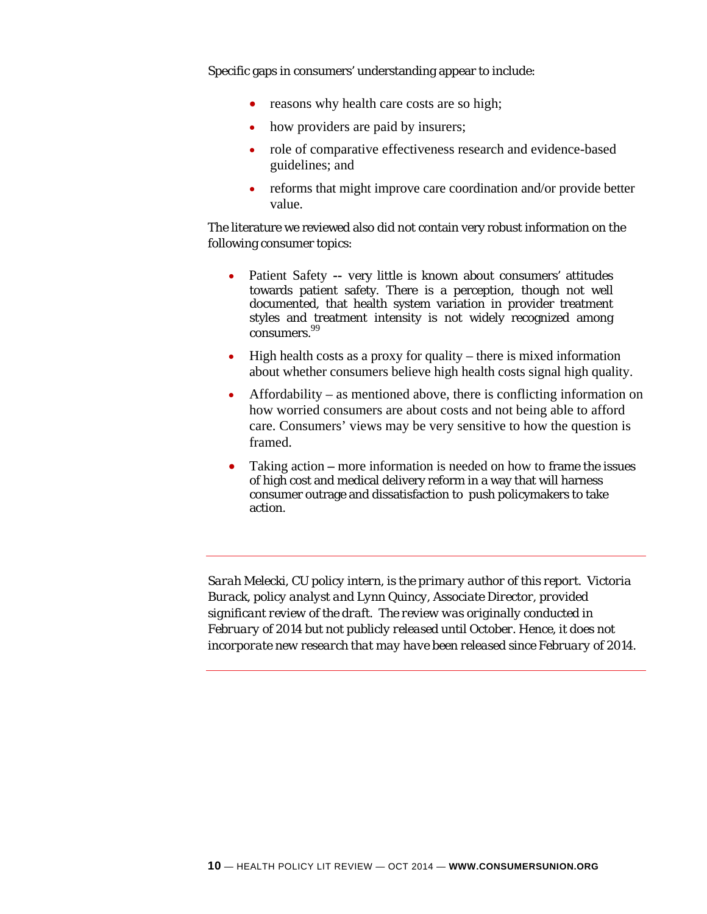Specific gaps in consumers' understanding appear to include:

- reasons why health care costs are so high;
- how providers are paid by insurers;
- role of comparative effectiveness research and evidence-based guidelines; and
- reforms that might improve care coordination and/or provide better value.

The literature we reviewed also did not contain very robust information on the following consumer topics:

- Patient Safety -- very little is known about consumers' attitudes towards patient safety. There is a perception, though not well documented, that health system variation in provider treatment styles and treatment intensity is not widely recognized among consumers.[99]
- High health costs as a proxy for quality – there is mixed information about whether consumers believe high health costs signal high quality.
- Affordability – as mentioned above, there is conflicting information on how worried consumers are about costs and not being able to afford care. Consumers' views may be very sensitive to how the question is framed.
- Taking action – more information is needed on how to frame the issues of high cost and medical delivery reform in a way that will harness consumer outrage and dissatisfaction to push policymakers to take action.

---

*Sarah Melecki, CU policy intern, is the primary author of this report. Victoria Burack, policy analyst and Lynn Quincy, Associate Director, provided significant review of the draft. The review was originally conducted in February of 2014 but not publicly released until October. Hence, it does not incorporate new research that may have been released since February of 2014.*

---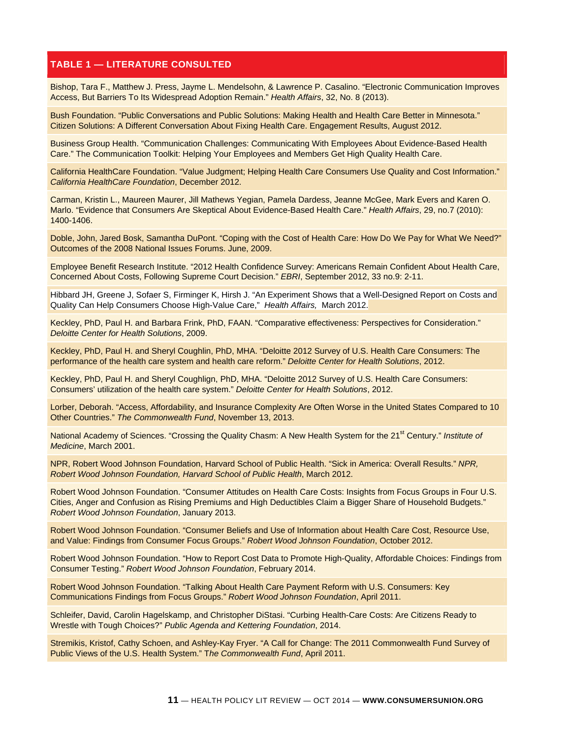## TABLE 1 — LITERATURE CONSULTED

| TABLE 1 — LITERATURE CONSULTED |
|---|
| Bishop, Tara F., Matthew J. Press, Jayme L. Mendelsohn, & Lawrence P. Casalino. "Electronic Communication Improves Access, But Barriers To Its Widespread Adoption Remain." *Health Affairs*, 32, No. 8 (2013). |
| Bush Foundation. "Public Conversations and Public Solutions: Making Health and Health Care Better in Minnesota." Citizen Solutions: A Different Conversation About Fixing Health Care. Engagement Results, August 2012. |
| Business Group Health. "Communication Challenges: Communicating With Employees About Evidence-Based Health Care." The Communication Toolkit: Helping Your Employees and Members Get High Quality Health Care. |
| California HealthCare Foundation. "Value Judgment; Helping Health Care Consumers Use Quality and Cost Information." *California HealthCare Foundation*, December 2012. |
| Carman, Kristin L., Maureen Maurer, Jill Mathews Yegian, Pamela Dardess, Jeanne McGee, Mark Evers and Karen O. Marlo. "Evidence that Consumers Are Skeptical About Evidence-Based Health Care." *Health Affairs*, 29, no.7 (2010): 1400-1406. |
| Doble, John, Jared Bosk, Samantha DuPont. "Coping with the Cost of Health Care: How Do We Pay for What We Need?" Outcomes of the 2008 National Issues Forums. June, 2009. |
| Employee Benefit Research Institute. "2012 Health Confidence Survey: Americans Remain Confident About Health Care, Concerned About Costs, Following Supreme Court Decision." *EBRI*, September 2012, 33 no.9: 2-11. |
| Hibbard JH, Greene J, Sofaer S, Firminger K, Hirsh J. "An Experiment Shows that a Well-Designed Report on Costs and Quality Can Help Consumers Choose High-Value Care," *Health Affairs,* March 2012. |
| Keckley, PhD, Paul H. and Barbara Frink, PhD, FAAN. "Comparative effectiveness: Perspectives for Consideration." *Deloitte Center for Health Solutions*, 2009. |
| Keckley, PhD, Paul H. and Sheryl Coughlin, PhD, MHA. "Deloitte 2012 Survey of U.S. Health Care Consumers: The performance of the health care system and health care reform." *Deloitte Center for Health Solutions*, 2012. |
| Keckley, PhD, Paul H. and Sheryl Coughlign, PhD, MHA. "Deloitte 2012 Survey of U.S. Health Care Consumers: Consumers' utilization of the health care system." *Deloitte Center for Health Solutions*, 2012. |
| Lorber, Deborah. "Access, Affordability, and Insurance Complexity Are Often Worse in the United States Compared to 10 Other Countries." *The Commonwealth Fund*, November 13, 2013. |
| National Academy of Sciences. "Crossing the Quality Chasm: A New Health System for the 21st Century." *Institute of Medicine*, March 2001. |
| NPR, Robert Wood Johnson Foundation, Harvard School of Public Health. "Sick in America: Overall Results." *NPR, Robert Wood Johnson Foundation, Harvard School of Public Health*, March 2012. |
| Robert Wood Johnson Foundation. "Consumer Attitudes on Health Care Costs: Insights from Focus Groups in Four U.S. Cities, Anger and Confusion as Rising Premiums and High Deductibles Claim a Bigger Share of Household Budgets." *Robert Wood Johnson Foundation*, January 2013. |
| Robert Wood Johnson Foundation. "Consumer Beliefs and Use of Information about Health Care Cost, Resource Use, and Value: Findings from Consumer Focus Groups." *Robert Wood Johnson Foundation*, October 2012. |
| Robert Wood Johnson Foundation. "How to Report Cost Data to Promote High-Quality, Affordable Choices: Findings from Consumer Testing." *Robert Wood Johnson Foundation*, February 2014. |
| Robert Wood Johnson Foundation. "Talking About Health Care Payment Reform with U.S. Consumers: Key Communications Findings from Focus Groups." *Robert Wood Johnson Foundation*, April 2011. |
| Schleifer, David, Carolin Hagelskamp, and Christopher DiStasi. "Curbing Health-Care Costs: Are Citizens Ready to Wrestle with Tough Choices?" *Public Agenda and Kettering Foundation*, 2014. |
| Stremikis, Kristof, Cathy Schoen, and Ashley-Kay Fryer. "A Call for Change: The 2011 Commonwealth Fund Survey of Public Views of the U.S. Health System." T*he Commonwealth Fund*, April 2011. |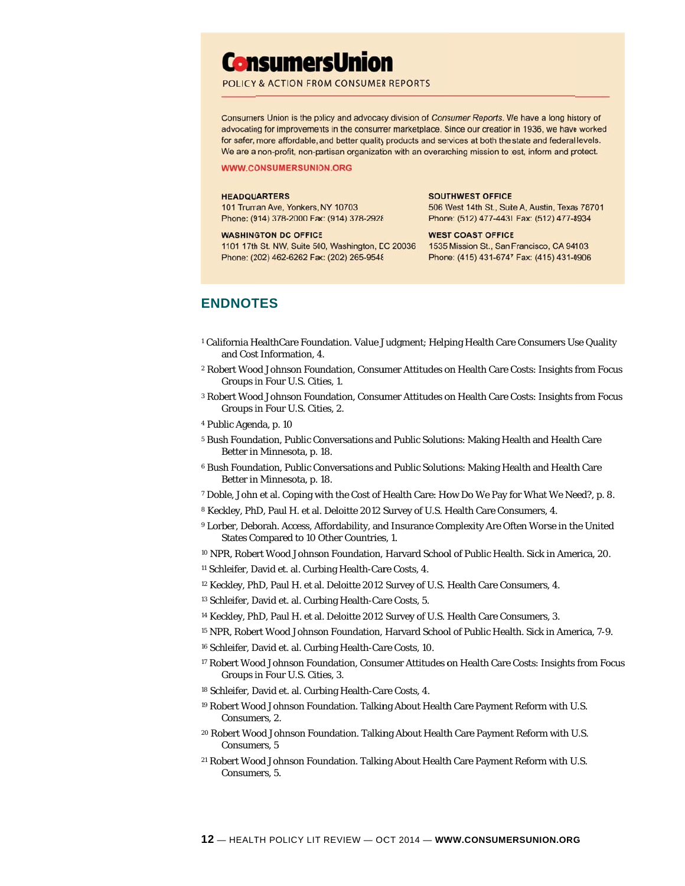**ConsumersUnion**

POLICY & ACTION FROM CONSUMER REPORTS

Consumers Union is the policy and advocacy division of *Consumer Reports*. We have a long history of advocating for improvements in the consumer marketplace. Since our creation in 1936, we have worked for safer, more affordable, and better quality products and services at both the state and federal levels. We are a non-profit, non-partisan organization with an overarching mission to test, inform and protect.

**WWW.CONSUMERSUNION.ORG**

**HEADQUARTERS**
101 Truman Ave, Yonkers, NY 10703
Phone: (914) 378-2000 Fax: (914) 378-2928

**WASHINGTON DC OFFICE**
1101 17th St. NW, Suite 500, Washington, DC 20036
Phone: (202) 462-6262 Fax: (202) 265-9548

**SOUTHWEST OFFICE**
506 West 14th St., Suite A, Austin, Texas 78701
Phone: (512) 477-4431 Fax: (512) 477-8934

**WEST COAST OFFICE**
1535 Mission St., San Francisco, CA 94103
Phone: (415) 431-6747 Fax: (415) 431-0906

## ENDNOTES

[1] California HealthCare Foundation. Value Judgment; Helping Health Care Consumers Use Quality and Cost Information, 4.

[2] Robert Wood Johnson Foundation, Consumer Attitudes on Health Care Costs: Insights from Focus Groups in Four U.S. Cities, 1.

[3] Robert Wood Johnson Foundation, Consumer Attitudes on Health Care Costs: Insights from Focus Groups in Four U.S. Cities, 2.

[4] Public Agenda, p. 10

[5] Bush Foundation, Public Conversations and Public Solutions: Making Health and Health Care Better in Minnesota, p. 18.

[6] Bush Foundation, Public Conversations and Public Solutions: Making Health and Health Care Better in Minnesota, p. 18.

[7] Doble, John et al. Coping with the Cost of Health Care: How Do We Pay for What We Need?, p. 8.

[8] Keckley, PhD, Paul H. et al. Deloitte 2012 Survey of U.S. Health Care Consumers, 4.

[9] Lorber, Deborah. Access, Affordability, and Insurance Complexity Are Often Worse in the United States Compared to 10 Other Countries, 1.

[10] NPR, Robert Wood Johnson Foundation, Harvard School of Public Health. Sick in America, 20.

[11] Schleifer, David et. al. Curbing Health-Care Costs, 4.

[12] Keckley, PhD, Paul H. et al. Deloitte 2012 Survey of U.S. Health Care Consumers, 4.

[13] Schleifer, David et. al. Curbing Health-Care Costs, 5.

[14] Keckley, PhD, Paul H. et al. Deloitte 2012 Survey of U.S. Health Care Consumers, 3.

[15] NPR, Robert Wood Johnson Foundation, Harvard School of Public Health. Sick in America, 7-9.

[16] Schleifer, David et. al. Curbing Health-Care Costs, 10.

[17] Robert Wood Johnson Foundation, Consumer Attitudes on Health Care Costs: Insights from Focus Groups in Four U.S. Cities, 3.

[18] Schleifer, David et. al. Curbing Health-Care Costs, 4.

[19] Robert Wood Johnson Foundation. Talking About Health Care Payment Reform with U.S. Consumers, 2.

[20] Robert Wood Johnson Foundation. Talking About Health Care Payment Reform with U.S. Consumers, 5

[21] Robert Wood Johnson Foundation. Talking About Health Care Payment Reform with U.S. Consumers, 5.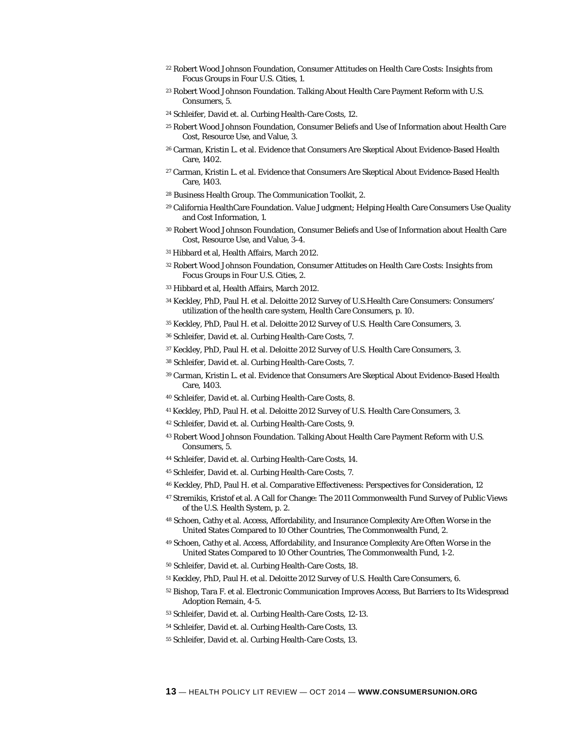[22] Robert Wood Johnson Foundation, Consumer Attitudes on Health Care Costs: Insights from Focus Groups in Four U.S. Cities, 1.

[23] Robert Wood Johnson Foundation. Talking About Health Care Payment Reform with U.S. Consumers, 5.

[24] Schleifer, David et. al. Curbing Health-Care Costs, 12.

[25] Robert Wood Johnson Foundation, Consumer Beliefs and Use of Information about Health Care Cost, Resource Use, and Value, 3.

[26] Carman, Kristin L. et al. Evidence that Consumers Are Skeptical About Evidence-Based Health Care, 1402.

[27] Carman, Kristin L. et al. Evidence that Consumers Are Skeptical About Evidence-Based Health Care, 1403.

[28] Business Health Group. The Communication Toolkit, 2.

[29] California HealthCare Foundation. Value Judgment; Helping Health Care Consumers Use Quality and Cost Information, 1.

[30] Robert Wood Johnson Foundation, Consumer Beliefs and Use of Information about Health Care Cost, Resource Use, and Value, 3-4.

[31] Hibbard et al, Health Affairs, March 2012.

[32] Robert Wood Johnson Foundation, Consumer Attitudes on Health Care Costs: Insights from Focus Groups in Four U.S. Cities, 2.

[33] Hibbard et al, Health Affairs, March 2012.

[34] Keckley, PhD, Paul H. et al. Deloitte 2012 Survey of U.S.Health Care Consumers: Consumers' utilization of the health care system, Health Care Consumers, p. 10.

[35] Keckley, PhD, Paul H. et al. Deloitte 2012 Survey of U.S. Health Care Consumers, 3.

[36] Schleifer, David et. al. Curbing Health-Care Costs, 7.

[37] Keckley, PhD, Paul H. et al. Deloitte 2012 Survey of U.S. Health Care Consumers, 3.

[38] Schleifer, David et. al. Curbing Health-Care Costs, 7.

[39] Carman, Kristin L. et al. Evidence that Consumers Are Skeptical About Evidence-Based Health Care, 1403.

[40] Schleifer, David et. al. Curbing Health-Care Costs, 8.

[41] Keckley, PhD, Paul H. et al. Deloitte 2012 Survey of U.S. Health Care Consumers, 3.

[42] Schleifer, David et. al. Curbing Health-Care Costs, 9.

[43] Robert Wood Johnson Foundation. Talking About Health Care Payment Reform with U.S. Consumers, 5.

[44] Schleifer, David et. al. Curbing Health-Care Costs, 14.

[45] Schleifer, David et. al. Curbing Health-Care Costs, 7.

[46] Keckley, PhD, Paul H. et al. Comparative Effectiveness: Perspectives for Consideration, 12

[47] Stremikis, Kristof et al. A Call for Change: The 2011 Commonwealth Fund Survey of Public Views of the U.S. Health System, p. 2.

[48] Schoen, Cathy et al. Access, Affordability, and Insurance Complexity Are Often Worse in the United States Compared to 10 Other Countries, The Commonwealth Fund, 2.

[49] Schoen, Cathy et al. Access, Affordability, and Insurance Complexity Are Often Worse in the United States Compared to 10 Other Countries, The Commonwealth Fund, 1-2.

[50] Schleifer, David et. al. Curbing Health-Care Costs, 18.

[51] Keckley, PhD, Paul H. et al. Deloitte 2012 Survey of U.S. Health Care Consumers, 6.

[52] Bishop, Tara F. et al. Electronic Communication Improves Access, But Barriers to Its Widespread Adoption Remain, 4-5.

[53] Schleifer, David et. al. Curbing Health-Care Costs, 12-13.

[54] Schleifer, David et. al. Curbing Health-Care Costs, 13.

[55] Schleifer, David et. al. Curbing Health-Care Costs, 13.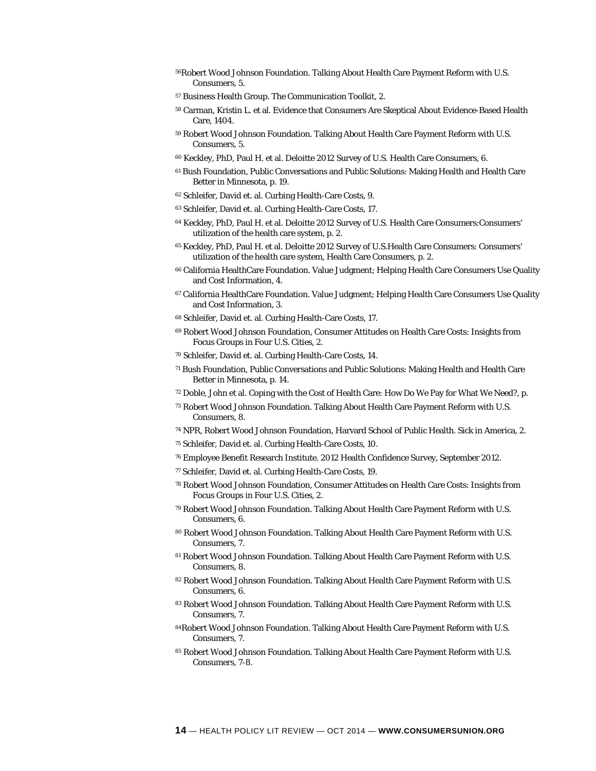[56]Robert Wood Johnson Foundation. Talking About Health Care Payment Reform with U.S. Consumers, 5.

[57] Business Health Group. The Communication Toolkit, 2.

[58] Carman, Kristin L. et al. Evidence that Consumers Are Skeptical About Evidence-Based Health Care, 1404.

[59] Robert Wood Johnson Foundation. Talking About Health Care Payment Reform with U.S. Consumers, 5.

[60] Keckley, PhD, Paul H. et al. Deloitte 2012 Survey of U.S. Health Care Consumers, 6.

[61] Bush Foundation, Public Conversations and Public Solutions: Making Health and Health Care Better in Minnesota, p. 19.

[62] Schleifer, David et. al. Curbing Health-Care Costs, 9.

[63] Schleifer, David et. al. Curbing Health-Care Costs, 17.

[64] Keckley, PhD, Paul H. et al. Deloitte 2012 Survey of U.S. Health Care Consumers:Consumers' utilization of the health care system, p. 2.

[65] Keckley, PhD, Paul H. et al. Deloitte 2012 Survey of U.S.Health Care Consumers: Consumers' utilization of the health care system, Health Care Consumers, p. 2.

[66] California HealthCare Foundation. Value Judgment; Helping Health Care Consumers Use Quality and Cost Information, 4.

[67] California HealthCare Foundation. Value Judgment; Helping Health Care Consumers Use Quality and Cost Information, 3.

[68] Schleifer, David et. al. Curbing Health-Care Costs, 17.

[69] Robert Wood Johnson Foundation, Consumer Attitudes on Health Care Costs: Insights from Focus Groups in Four U.S. Cities, 2.

[70] Schleifer, David et. al. Curbing Health-Care Costs, 14.

[71] Bush Foundation, Public Conversations and Public Solutions: Making Health and Health Care Better in Minnesota, p. 14.

[72] Doble, John et al. Coping with the Cost of Health Care: How Do We Pay for What We Need?, p.

[73] Robert Wood Johnson Foundation. Talking About Health Care Payment Reform with U.S. Consumers, 8.

[74] NPR, Robert Wood Johnson Foundation, Harvard School of Public Health. Sick in America, 2.

[75] Schleifer, David et. al. Curbing Health-Care Costs, 10.

[76] Employee Benefit Research Institute. 2012 Health Confidence Survey, September 2012.

[77] Schleifer, David et. al. Curbing Health-Care Costs, 19.

[78] Robert Wood Johnson Foundation, Consumer Attitudes on Health Care Costs: Insights from Focus Groups in Four U.S. Cities, 2.

[79] Robert Wood Johnson Foundation. Talking About Health Care Payment Reform with U.S. Consumers, 6.

[80] Robert Wood Johnson Foundation. Talking About Health Care Payment Reform with U.S. Consumers, 7.

[81] Robert Wood Johnson Foundation. Talking About Health Care Payment Reform with U.S. Consumers, 8.

[82] Robert Wood Johnson Foundation. Talking About Health Care Payment Reform with U.S. Consumers, 6.

[83] Robert Wood Johnson Foundation. Talking About Health Care Payment Reform with U.S. Consumers, 7.

[84]Robert Wood Johnson Foundation. Talking About Health Care Payment Reform with U.S. Consumers, 7.

[85] Robert Wood Johnson Foundation. Talking About Health Care Payment Reform with U.S. Consumers, 7-8.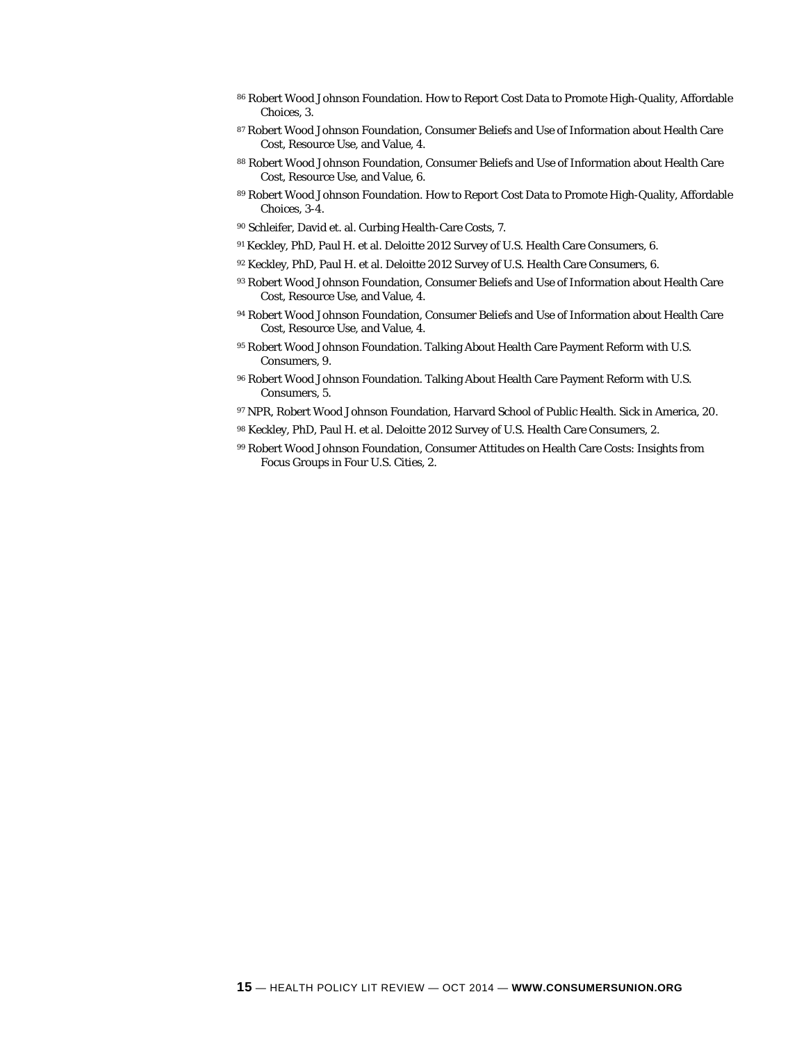[86] Robert Wood Johnson Foundation. How to Report Cost Data to Promote High-Quality, Affordable Choices, 3.

[87] Robert Wood Johnson Foundation, Consumer Beliefs and Use of Information about Health Care Cost, Resource Use, and Value, 4.

[88] Robert Wood Johnson Foundation, Consumer Beliefs and Use of Information about Health Care Cost, Resource Use, and Value, 6.

[89] Robert Wood Johnson Foundation. How to Report Cost Data to Promote High-Quality, Affordable Choices, 3-4.

[90] Schleifer, David et. al. Curbing Health-Care Costs, 7.

[91] Keckley, PhD, Paul H. et al. Deloitte 2012 Survey of U.S. Health Care Consumers, 6.

[92] Keckley, PhD, Paul H. et al. Deloitte 2012 Survey of U.S. Health Care Consumers, 6.

[93] Robert Wood Johnson Foundation, Consumer Beliefs and Use of Information about Health Care Cost, Resource Use, and Value, 4.

[94] Robert Wood Johnson Foundation, Consumer Beliefs and Use of Information about Health Care Cost, Resource Use, and Value, 4.

[95] Robert Wood Johnson Foundation. Talking About Health Care Payment Reform with U.S. Consumers, 9.

[96] Robert Wood Johnson Foundation. Talking About Health Care Payment Reform with U.S. Consumers, 5.

[97] NPR, Robert Wood Johnson Foundation, Harvard School of Public Health. Sick in America, 20.

[98] Keckley, PhD, Paul H. et al. Deloitte 2012 Survey of U.S. Health Care Consumers, 2.

[99] Robert Wood Johnson Foundation, Consumer Attitudes on Health Care Costs: Insights from Focus Groups in Four U.S. Cities, 2.